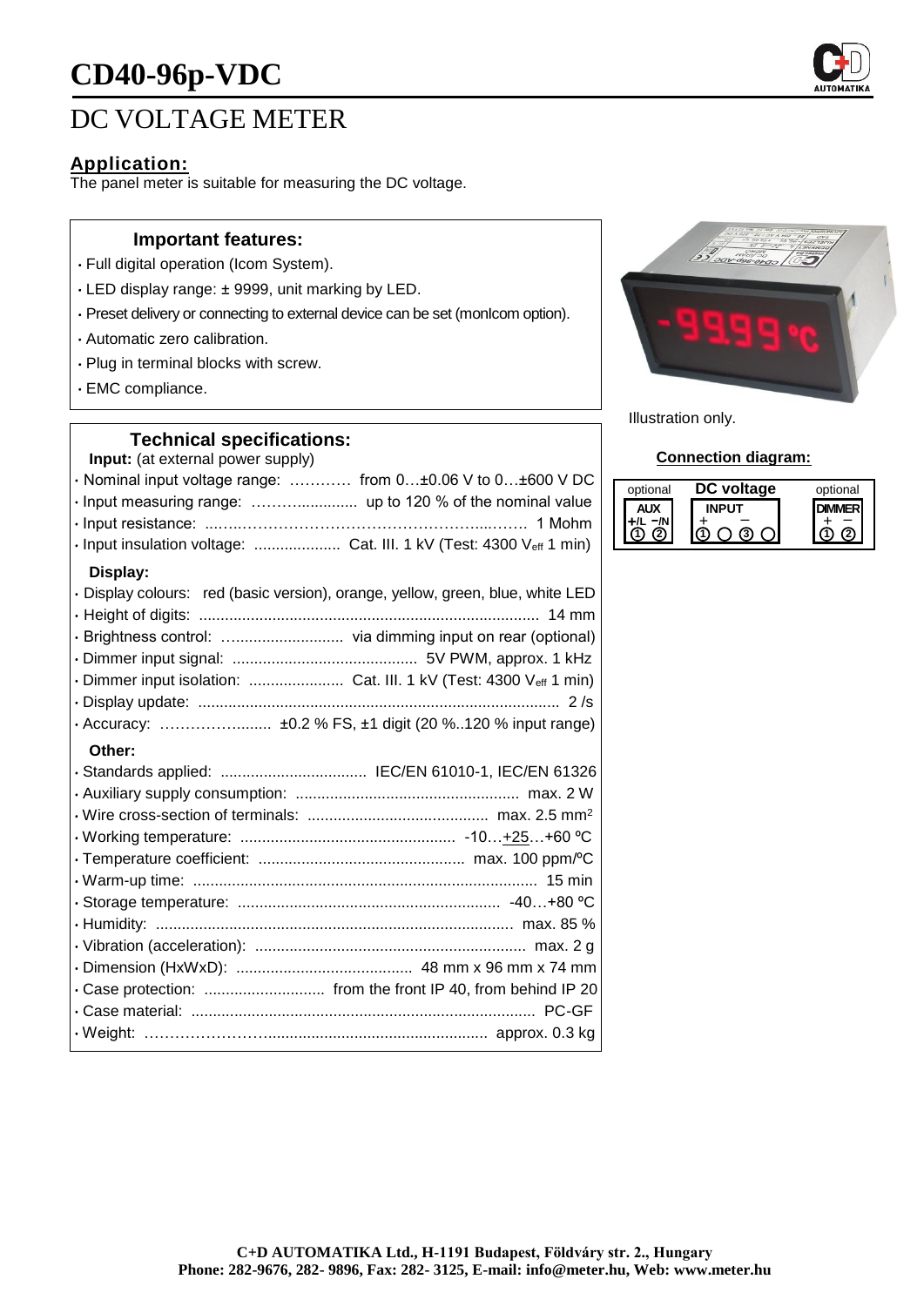# CD40-96p-VDC

## DC VOLTAGE METER

### Application:

The panel meter is suitable for measuring the DC voltage.

### Important features:

- Full digital operation (Icom System).
- LED display range: ± 9999, unit marking by LED.
- Preset delivery or connecting to external device can be set (monIcom option).
- Automatic zero calibration.
- Plug in terminal blocks with screw.
- EMC compliance.

Illustration only.

### Technical specifications:

**Input:** (at external power supply)

- Nominal input voltage range: ………… from 0…±0.06 V to 0…±600 V DC
- Input measuring range: ……….............. up to 120 % of the nominal value
- Input resistance: ...….………………………………………...……. 1 Mohm
- Input insulation voltage: .................... Cat. III. 1 kV (Test: 4300 $V_{eff}$ 1 min)

**Display:**

- Display colours: red (basic version), orange, yellow, green, blue, white LED
- Height of digits: ............................................................................... 14 mm
- Brightness control: …......................... via dimming input on rear (optional)
- Dimmer input signal: ........................................... 5V PWM, approx. 1 kHz
- Dimmer input isolation: ...................... Cat. III. 1 kV (Test: 4300 $V_{eff}$ 1 min)
- Display update: .................................................................................... 2 /s
- Accuracy: ……………......... ±0.2 % FS, ±1 digit (20 %..120 % input range)

**Other:**

- Standards applied: .................................. IEC/EN 61010-1, IEC/EN 61326
- Auxiliary supply consumption: .................................................... max. 2 W
- Wire cross-section of terminals: .......................................... max. 2.5 $mm^2$
- Working temperature: .................................................. -10…+25…+60 ºC
- Temperature coefficient: ................................................ max. 100 ppm/ºC
- Warm-up time: ................................................................................ 15 min
- Storage temperature: ............................................................ -40…+80 ºC
- Humidity: ................................................................................... max. 85 %
- Vibration (acceleration): ............................................................... max. 2 g
- Dimension (HxWxD): ......................................... 48 mm x 96 mm x 74 mm
- Case protection: ............................ from the front IP 40, from behind IP 20
- Case material: ................................................................................ PC-GF
- Weight: ……………………................................................... approx. 0.3 kg

### Connection diagram:

| optional | DC voltage | optional |
|---|---|---|
| AUX | INPUT | DIMMER |
| +/L −/N | + − | + − |
| ① ② | ① ○ ③ ○ | ① ② |

**C+D AUTOMATIKA Ltd., H-1191 Budapest, Földváry str. 2., Hungary**
**Phone: 282-9676, 282- 9896, Fax: 282- 3125, E-mail: info@meter.hu, Web: www.meter.hu**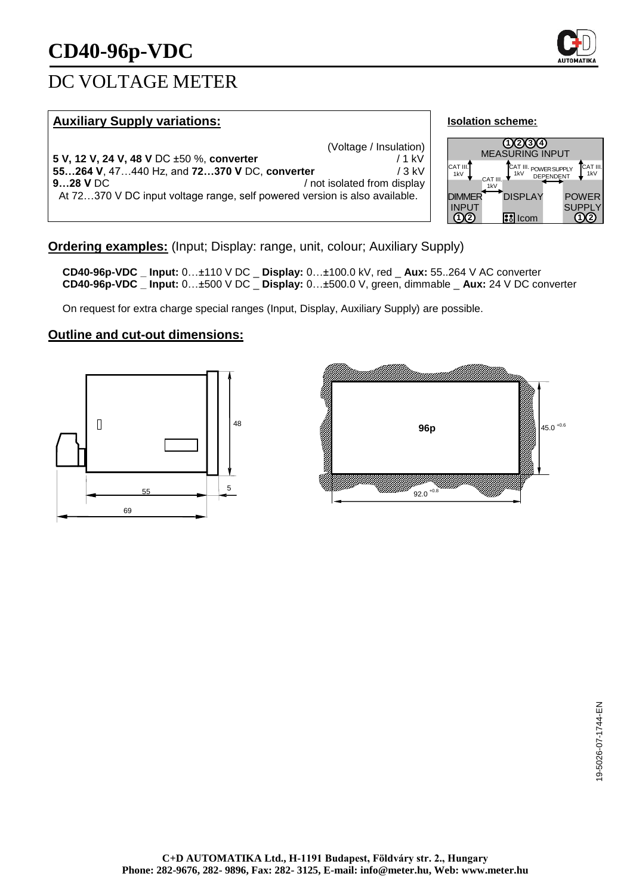# CD40-96p-VDC

## DC VOLTAGE METER

**Auxiliary Supply variations:**

(Voltage / Insulation)

**5 V, 12 V, 24 V, 48 V** DC ±50 %, **converter** / 1 kV
**55…264 V**, 47…440 Hz, and **72…370 V** DC, **converter** / 3 kV
**9…28 V** DC / not isolated from display
At 72…370 V DC input voltage range, self powered version is also available.

**Isolation scheme:**

①②③④
MEASURING INPUT
CAT III. 1kV
CAT III. 1kV
CAT III. 1kV
POWER SUPPLY DEPENDENT
CAT III. 1kV
DIMMER INPUT ①②
DISPLAY
Icom
POWER SUPPLY ①②

**Ordering examples:** (Input; Display: range, unit, colour; Auxiliary Supply)

**CD40-96p-VDC _ Input:** 0…±110 V DC _ **Display:** 0…±100.0 kV, red _ **Aux:** 55..264 V AC converter
**CD40-96p-VDC _ Input:** 0…±500 V DC _ **Display:** 0…±500.0 V, green, dimmable _ **Aux:** 24 V DC converter

On request for extra charge special ranges (Input, Display, Auxiliary Supply) are possible.

**Outline and cut-out dimensions:**

48
5
55
69

96p
45.0 +0.6
92.0 +0.8

19-5026-07-1744-EN

**C+D AUTOMATIKA Ltd., H-1191 Budapest, Földváry str. 2., Hungary**
**Phone: 282-9676, 282- 9896, Fax: 282- 3125, E-mail: info@meter.hu, Web: www.meter.hu**